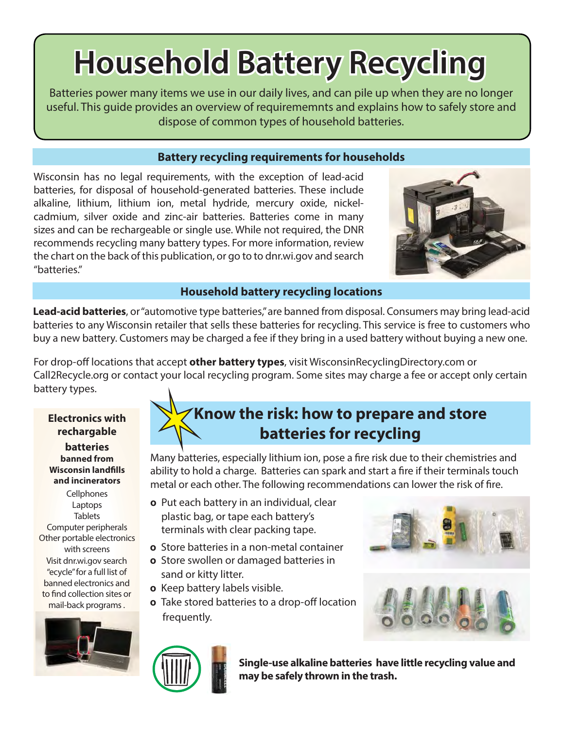# Household Battery Recycling

Batteries power many items we use in our daily lives, and can pile up when they are no longer useful. This guide provides an overview of requirememnts and explains how to safely store and dispose of common types of household batteries.

## Battery recycling requirements for households

Wisconsin has no legal requirements, with the exception of lead-acid batteries, for disposal of household-generated batteries. These include alkaline, lithium, lithium ion, metal hydride, mercury oxide, nickel-cadmium, silver oxide and zinc-air batteries. Batteries come in many sizes and can be rechargeable or single use. While not required, the DNR recommends recycling many battery types. For more information, review the chart on the back of this publication, or go to to dnr.wi.gov and search "batteries."

## Household battery recycling locations

**Lead-acid batteries**, or "automotive type batteries," are banned from disposal. Consumers may bring lead-acid batteries to any Wisconsin retailer that sells these batteries for recycling. This service is free to customers who buy a new battery. Customers may be charged a fee if they bring in a used battery without buying a new one.

For drop-off locations that accept **other battery types**, visit WisconsinRecyclingDirectory.com or Call2Recycle.org or contact your local recycling program. Some sites may charge a fee or accept only certain battery types.

### Electronics with rechargable batteries

**banned from Wisconsin landfills and incinerators**

Cellphones
Laptops
Tablets
Computer peripherals
Other portable electronics with screens

Visit dnr.wi.gov search "ecycle" for a full list of banned electronics and to find collection sites or mail-back programs .

## Know the risk: how to prepare and store batteries for recycling

Many batteries, especially lithium ion, pose a fire risk due to their chemistries and ability to hold a charge. Batteries can spark and start a fire if their terminals touch metal or each other. The following recommendations can lower the risk of fire.

- Put each battery in an individual, clear plastic bag, or tape each battery's terminals with clear packing tape.
- Store batteries in a non-metal container
- Store swollen or damaged batteries in sand or kitty litter.
- Keep battery labels visible.
- Take stored batteries to a drop-off location frequently.

**Single-use alkaline batteries have little recycling value and may be safely thrown in the trash.**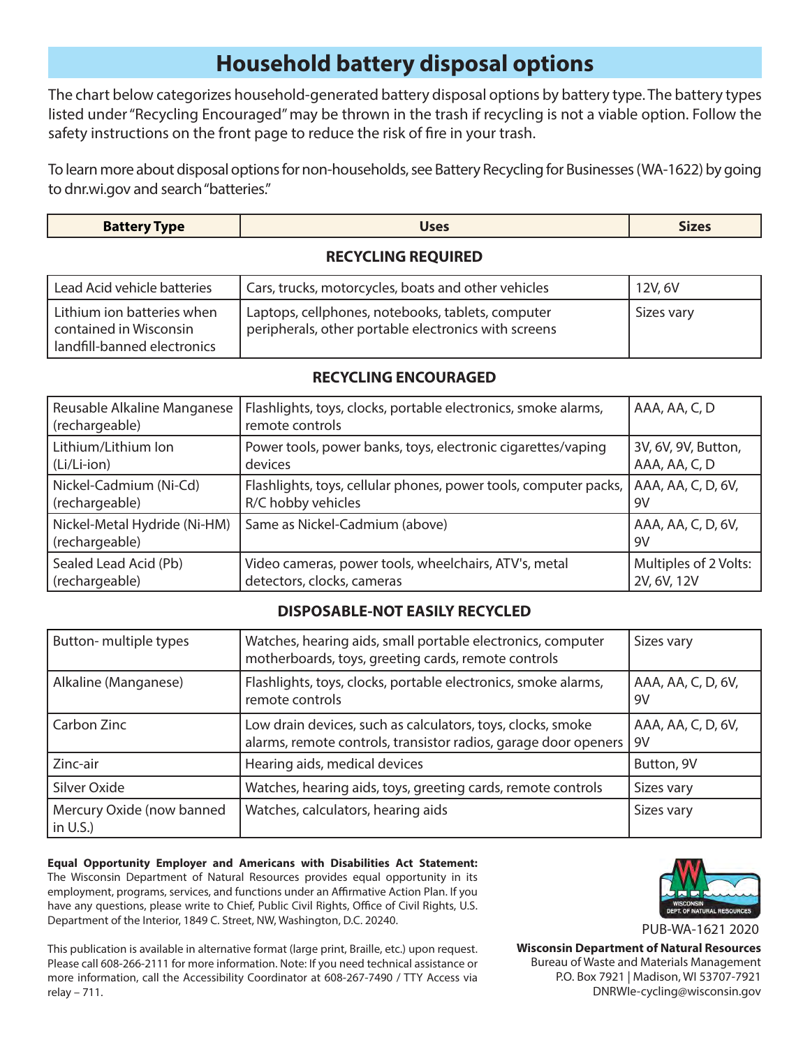# Household battery disposal options

The chart below categorizes household-generated battery disposal options by battery type. The battery types listed under "Recycling Encouraged" may be thrown in the trash if recycling is not a viable option. Follow the safety instructions on the front page to reduce the risk of fire in your trash.

To learn more about disposal options for non-households, see Battery Recycling for Businesses (WA-1622) by going to dnr.wi.gov and search "batteries."

| Battery Type | Uses | Sizes |
|---|---|---|
| **RECYCLING REQUIRED** | | |
| Lead Acid vehicle batteries | Cars, trucks, motorcycles, boats and other vehicles | 12V, 6V |
| Lithium ion batteries when contained in Wisconsin landfill-banned electronics | Laptops, cellphones, notebooks, tablets, computer peripherals, other portable electronics with screens | Sizes vary |
| **RECYCLING ENCOURAGED** | | |
| Reusable Alkaline Manganese (rechargeable) | Flashlights, toys, clocks, portable electronics, smoke alarms, remote controls | AAA, AA, C, D |
| Lithium/Lithium Ion (Li/Li-ion) | Power tools, power banks, toys, electronic cigarettes/vaping devices | 3V, 6V, 9V, Button, AAA, AA, C, D |
| Nickel-Cadmium (Ni-Cd) (rechargeable) | Flashlights, toys, cellular phones, power tools, computer packs, R/C hobby vehicles | AAA, AA, C, D, 6V, 9V |
| Nickel-Metal Hydride (Ni-HM) (rechargeable) | Same as Nickel-Cadmium (above) | AAA, AA, C, D, 6V, 9V |
| Sealed Lead Acid (Pb) (rechargeable) | Video cameras, power tools, wheelchairs, ATV's, metal detectors, clocks, cameras | Multiples of 2 Volts: 2V, 6V, 12V |
| **DISPOSABLE-NOT EASILY RECYCLED** | | |
| Button- multiple types | Watches, hearing aids, small portable electronics, computer motherboards, toys, greeting cards, remote controls | Sizes vary |
| Alkaline (Manganese) | Flashlights, toys, clocks, portable electronics, smoke alarms, remote controls | AAA, AA, C, D, 6V, 9V |
| Carbon Zinc | Low drain devices, such as calculators, toys, clocks, smoke alarms, remote controls, transistor radios, garage door openers | AAA, AA, C, D, 6V, 9V |
| Zinc-air | Hearing aids, medical devices | Button, 9V |
| Silver Oxide | Watches, hearing aids, toys, greeting cards, remote controls | Sizes vary |
| Mercury Oxide (now banned in U.S.) | Watches, calculators, hearing aids | Sizes vary |

**Equal Opportunity Employer and Americans with Disabilities Act Statement:** The Wisconsin Department of Natural Resources provides equal opportunity in its employment, programs, services, and functions under an Affirmative Action Plan. If you have any questions, please write to Chief, Public Civil Rights, Office of Civil Rights, U.S. Department of the Interior, 1849 C. Street, NW, Washington, D.C. 20240.

This publication is available in alternative format (large print, Braille, etc.) upon request. Please call 608-266-2111 for more information. Note: If you need technical assistance or more information, call the Accessibility Coordinator at 608-267-7490 / TTY Access via relay – 711.

PUB-WA-1621 2020

**Wisconsin Department of Natural Resources**
Bureau of Waste and Materials Management
P.O. Box 7921 | Madison, WI 53707-7921
DNRWIe-cycling@wisconsin.gov